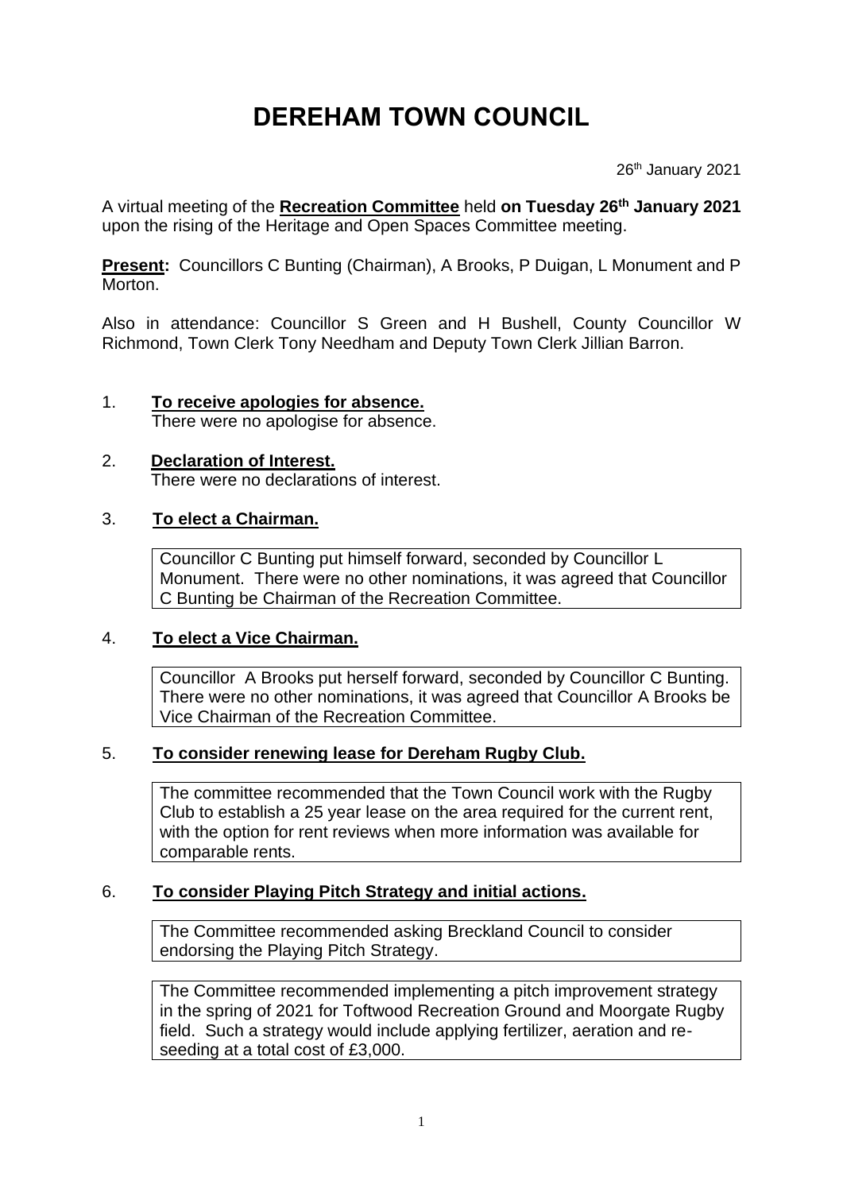# DEREHAM TOWN COUNCIL

26th January 2021

A virtual meeting of the **Recreation Committee** held **on Tuesday 26th January 2021** upon the rising of the Heritage and Open Spaces Committee meeting.

**Present:** Councillors C Bunting (Chairman), A Brooks, P Duigan, L Monument and P Morton.

Also in attendance: Councillor S Green and H Bushell, County Councillor W Richmond, Town Clerk Tony Needham and Deputy Town Clerk Jillian Barron.

1. **To receive apologies for absence.**
   There were no apologise for absence.

2. **Declaration of Interest.**
   There were no declarations of interest.

3. **To elect a Chairman.**

   Councillor C Bunting put himself forward, seconded by Councillor L Monument. There were no other nominations, it was agreed that Councillor C Bunting be Chairman of the Recreation Committee.

4. **To elect a Vice Chairman.**

   Councillor A Brooks put herself forward, seconded by Councillor C Bunting. There were no other nominations, it was agreed that Councillor A Brooks be Vice Chairman of the Recreation Committee.

5. **To consider renewing lease for Dereham Rugby Club.**

   The committee recommended that the Town Council work with the Rugby Club to establish a 25 year lease on the area required for the current rent, with the option for rent reviews when more information was available for comparable rents.

6. **To consider Playing Pitch Strategy and initial actions.**

   The Committee recommended asking Breckland Council to consider endorsing the Playing Pitch Strategy.

   The Committee recommended implementing a pitch improvement strategy in the spring of 2021 for Toftwood Recreation Ground and Moorgate Rugby field. Such a strategy would include applying fertilizer, aeration and re-seeding at a total cost of £3,000.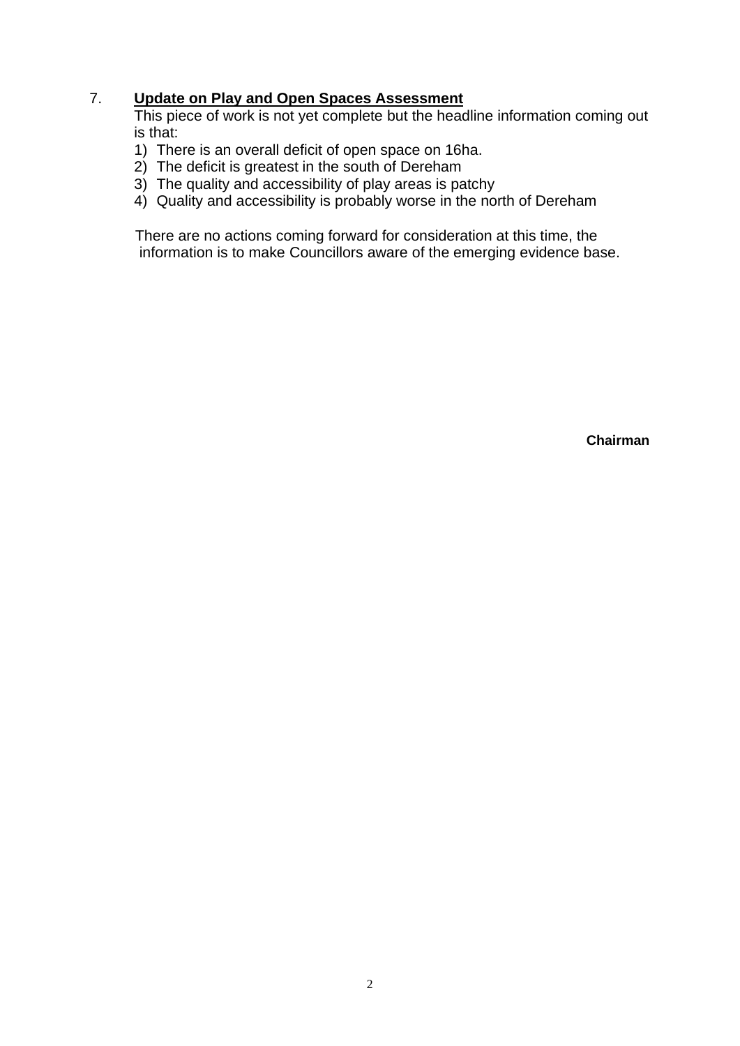7. **Update on Play and Open Spaces Assessment**

This piece of work is not yet complete but the headline information coming out is that:

1) There is an overall deficit of open space on 16ha.
2) The deficit is greatest in the south of Dereham
3) The quality and accessibility of play areas is patchy
4) Quality and accessibility is probably worse in the north of Dereham

There are no actions coming forward for consideration at this time, the information is to make Councillors aware of the emerging evidence base.

**Chairman**